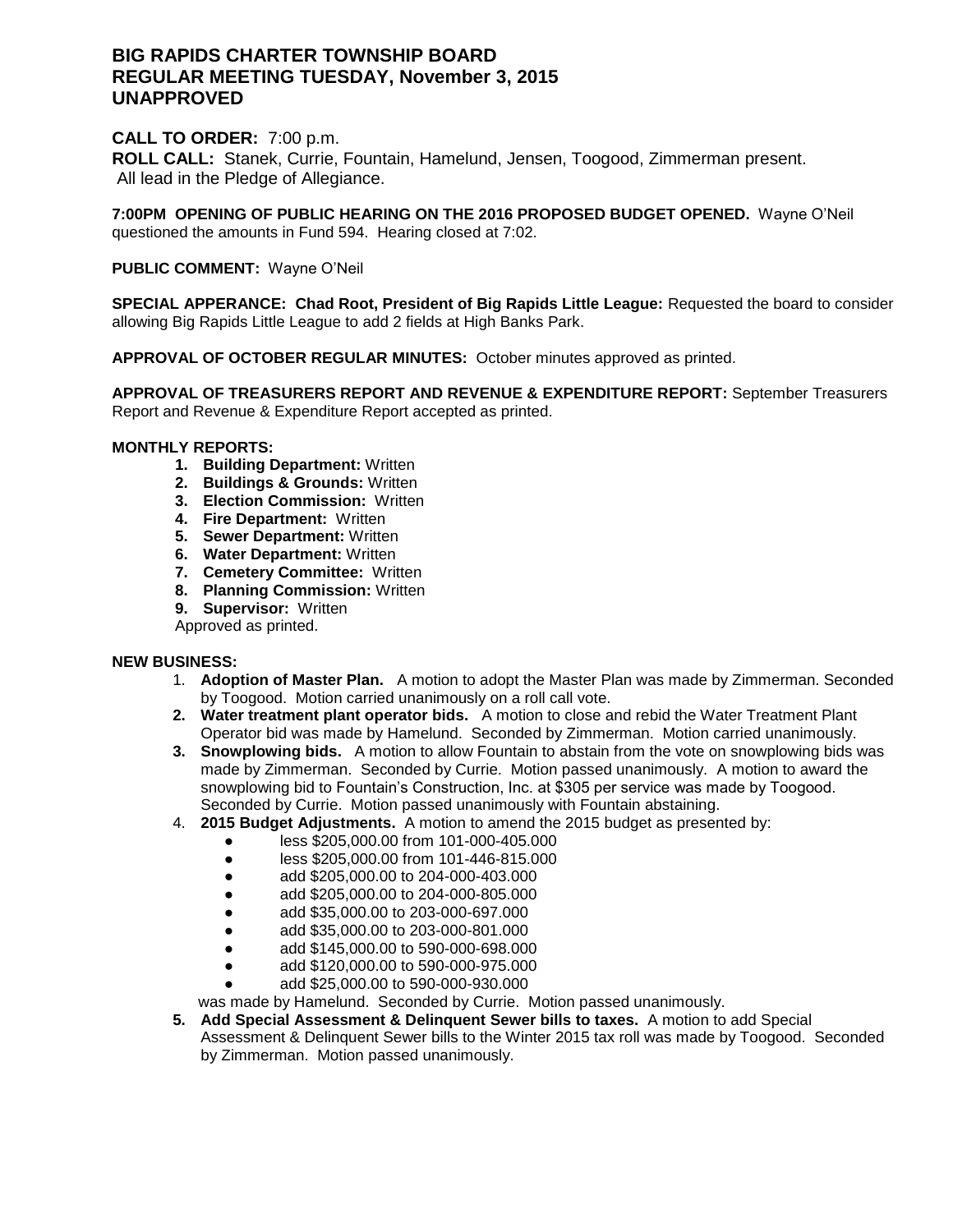# BIG RAPIDS CHARTER TOWNSHIP BOARD
# REGULAR MEETING TUESDAY, November 3, 2015
# UNAPPROVED

**CALL TO ORDER:** 7:00 p.m.
**ROLL CALL:** Stanek, Currie, Fountain, Hamelund, Jensen, Toogood, Zimmerman present.
All lead in the Pledge of Allegiance.

**7:00PM OPENING OF PUBLIC HEARING ON THE 2016 PROPOSED BUDGET OPENED.** Wayne O'Neil questioned the amounts in Fund 594. Hearing closed at 7:02.

**PUBLIC COMMENT:** Wayne O'Neil

**SPECIAL APPERANCE: Chad Root, President of Big Rapids Little League:** Requested the board to consider allowing Big Rapids Little League to add 2 fields at High Banks Park.

**APPROVAL OF OCTOBER REGULAR MINUTES:** October minutes approved as printed.

**APPROVAL OF TREASURERS REPORT AND REVENUE & EXPENDITURE REPORT:** September Treasurers Report and Revenue & Expenditure Report accepted as printed.

**MONTHLY REPORTS:**

1. **Building Department:** Written
2. **Buildings & Grounds:** Written
3. **Election Commission:** Written
4. **Fire Department:** Written
5. **Sewer Department:** Written
6. **Water Department:** Written
7. **Cemetery Committee:** Written
8. **Planning Commission:** Written
9. **Supervisor:** Written

Approved as printed.

**NEW BUSINESS:**

1. **Adoption of Master Plan.** A motion to adopt the Master Plan was made by Zimmerman. Seconded by Toogood. Motion carried unanimously on a roll call vote.
2. **Water treatment plant operator bids.** A motion to close and rebid the Water Treatment Plant Operator bid was made by Hamelund. Seconded by Zimmerman. Motion carried unanimously.
3. **Snowplowing bids.** A motion to allow Fountain to abstain from the vote on snowplowing bids was made by Zimmerman. Seconded by Currie. Motion passed unanimously. A motion to award the snowplowing bid to Fountain's Construction, Inc. at $305 per service was made by Toogood. Seconded by Currie. Motion passed unanimously with Fountain abstaining.
4. **2015 Budget Adjustments.** A motion to amend the 2015 budget as presented by:
   - less $205,000.00 from 101-000-405.000
   - less $205,000.00 from 101-446-815.000
   - add $205,000.00 to 204-000-403.000
   - add $205,000.00 to 204-000-805.000
   - add $35,000.00 to 203-000-697.000
   - add $35,000.00 to 203-000-801.000
   - add $145,000.00 to 590-000-698.000
   - add $120,000.00 to 590-000-975.000
   - add $25,000.00 to 590-000-930.000

   was made by Hamelund. Seconded by Currie. Motion passed unanimously.
5. **Add Special Assessment & Delinquent Sewer bills to taxes.** A motion to add Special Assessment & Delinquent Sewer bills to the Winter 2015 tax roll was made by Toogood. Seconded by Zimmerman. Motion passed unanimously.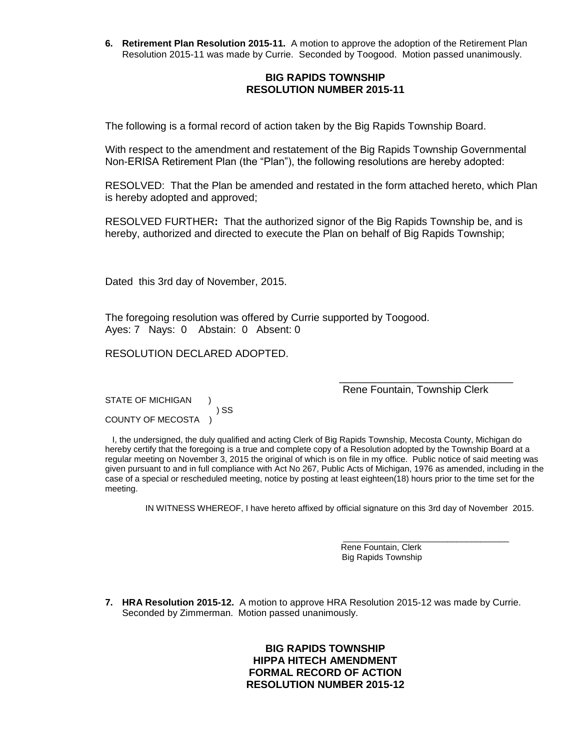**6. Retirement Plan Resolution 2015-11.** A motion to approve the adoption of the Retirement Plan Resolution 2015-11 was made by Currie. Seconded by Toogood. Motion passed unanimously.

**BIG RAPIDS TOWNSHIP**
**RESOLUTION NUMBER 2015-11**

The following is a formal record of action taken by the Big Rapids Township Board.

With respect to the amendment and restatement of the Big Rapids Township Governmental Non-ERISA Retirement Plan (the "Plan"), the following resolutions are hereby adopted:

RESOLVED: That the Plan be amended and restated in the form attached hereto, which Plan is hereby adopted and approved;

RESOLVED FURTHER**:** That the authorized signor of the Big Rapids Township be, and is hereby, authorized and directed to execute the Plan on behalf of Big Rapids Township;

Dated this 3rd day of November, 2015.

The foregoing resolution was offered by Currie supported by Toogood.
Ayes: 7 Nays: 0 Abstain: 0 Absent: 0

RESOLUTION DECLARED ADOPTED.

_______________________________
Rene Fountain, Township Clerk

STATE OF MICHIGAN )
) SS
COUNTY OF MECOSTA )

I, the undersigned, the duly qualified and acting Clerk of Big Rapids Township, Mecosta County, Michigan do hereby certify that the foregoing is a true and complete copy of a Resolution adopted by the Township Board at a regular meeting on November 3, 2015 the original of which is on file in my office. Public notice of said meeting was given pursuant to and in full compliance with Act No 267, Public Acts of Michigan, 1976 as amended, including in the case of a special or rescheduled meeting, notice by posting at least eighteen(18) hours prior to the time set for the meeting.

IN WITNESS WHEREOF, I have hereto affixed by official signature on this 3rd day of November 2015.

___________________________________
Rene Fountain, Clerk
Big Rapids Township

**7. HRA Resolution 2015-12.** A motion to approve HRA Resolution 2015-12 was made by Currie. Seconded by Zimmerman. Motion passed unanimously.

**BIG RAPIDS TOWNSHIP**
**HIPPA HITECH AMENDMENT**
**FORMAL RECORD OF ACTION**
**RESOLUTION NUMBER 2015-12**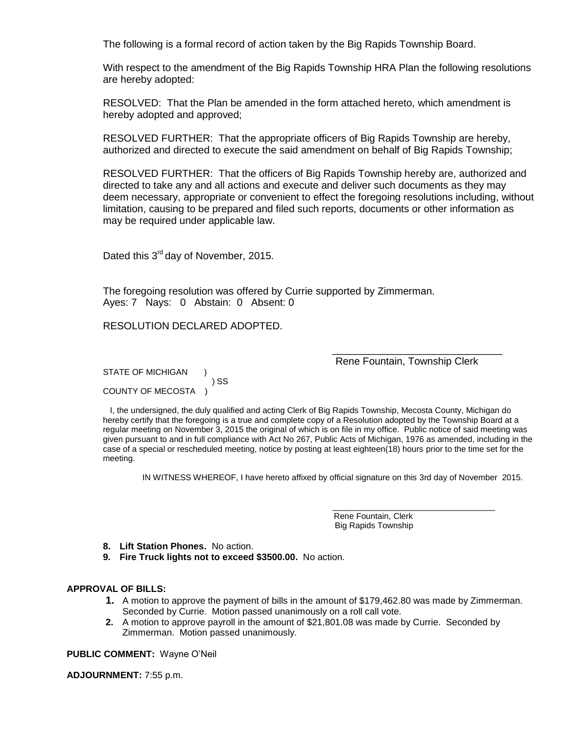The following is a formal record of action taken by the Big Rapids Township Board.

With respect to the amendment of the Big Rapids Township HRA Plan the following resolutions are hereby adopted:

RESOLVED: That the Plan be amended in the form attached hereto, which amendment is hereby adopted and approved;

RESOLVED FURTHER: That the appropriate officers of Big Rapids Township are hereby, authorized and directed to execute the said amendment on behalf of Big Rapids Township;

RESOLVED FURTHER: That the officers of Big Rapids Township hereby are, authorized and directed to take any and all actions and execute and deliver such documents as they may deem necessary, appropriate or convenient to effect the foregoing resolutions including, without limitation, causing to be prepared and filed such reports, documents or other information as may be required under applicable law.

Dated this 3rd day of November, 2015.

The foregoing resolution was offered by Currie supported by Zimmerman.
Ayes: 7 Nays: 0 Abstain: 0 Absent: 0

RESOLUTION DECLARED ADOPTED.

\_\_\_\_\_\_\_\_\_\_\_\_\_\_\_\_\_\_\_\_\_\_\_\_\_\_\_\_\_\_
Rene Fountain, Township Clerk

STATE OF MICHIGAN )
) SS
COUNTY OF MECOSTA )

I, the undersigned, the duly qualified and acting Clerk of Big Rapids Township, Mecosta County, Michigan do hereby certify that the foregoing is a true and complete copy of a Resolution adopted by the Township Board at a regular meeting on November 3, 2015 the original of which is on file in my office. Public notice of said meeting was given pursuant to and in full compliance with Act No 267, Public Acts of Michigan, 1976 as amended, including in the case of a special or rescheduled meeting, notice by posting at least eighteen(18) hours prior to the time set for the meeting.

IN WITNESS WHEREOF, I have hereto affixed by official signature on this 3rd day of November 2015.

\_\_\_\_\_\_\_\_\_\_\_\_\_\_\_\_\_\_\_\_\_\_\_\_\_\_\_\_\_\_
Rene Fountain, Clerk
Big Rapids Township

8. **Lift Station Phones.** No action.
9. **Fire Truck lights not to exceed $3500.00.** No action.

**APPROVAL OF BILLS:**

1. A motion to approve the payment of bills in the amount of $179,462.80 was made by Zimmerman. Seconded by Currie. Motion passed unanimously on a roll call vote.
2. A motion to approve payroll in the amount of $21,801.08 was made by Currie. Seconded by Zimmerman. Motion passed unanimously.

**PUBLIC COMMENT:** Wayne O'Neil

**ADJOURNMENT:** 7:55 p.m.